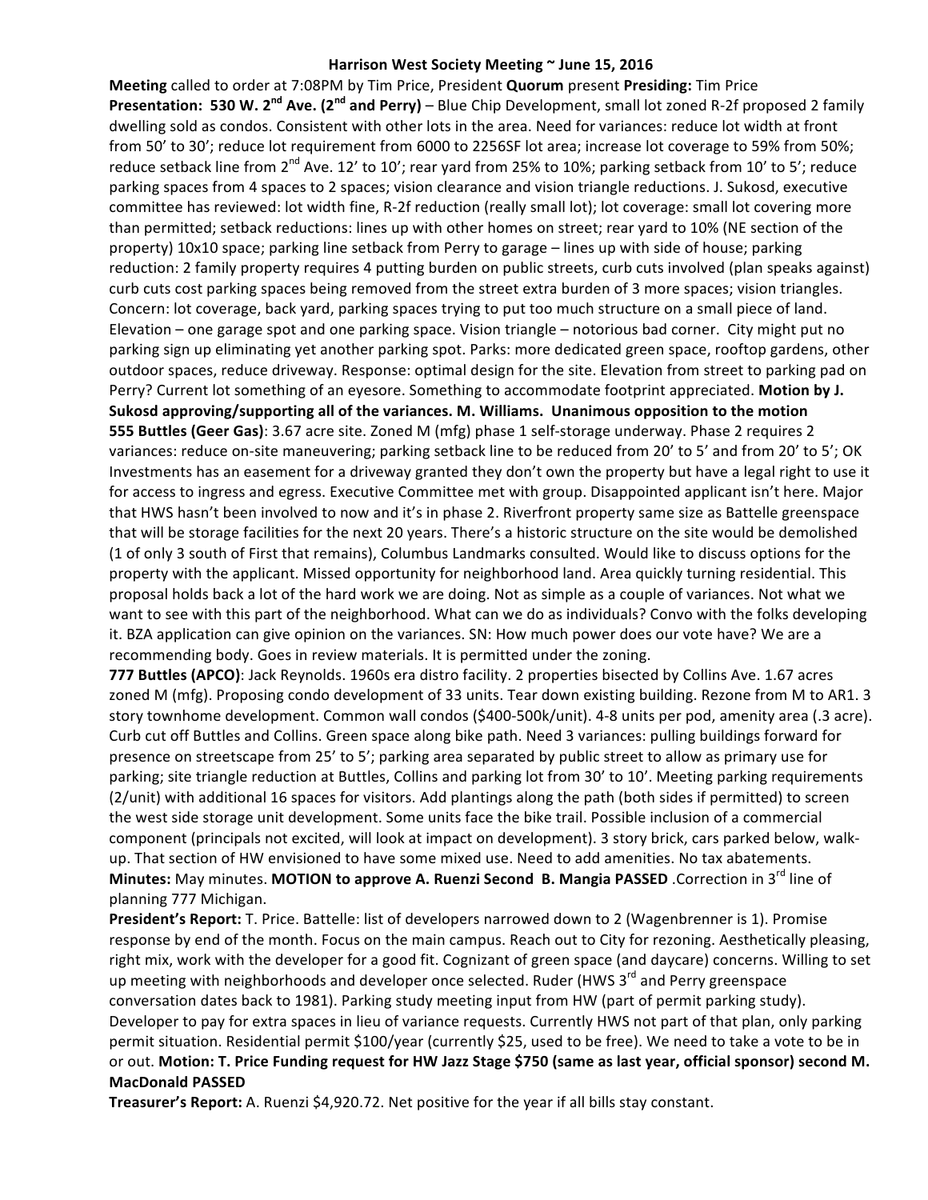**Harrison West Society Meeting ~ June 15, 2016**

**Meeting** called to order at 7:08PM by Tim Price, President **Quorum** present **Presiding:** Tim Price

**Presentation: 530 W. 2nd Ave. (2nd and Perry)** – Blue Chip Development, small lot zoned R-2f proposed 2 family dwelling sold as condos. Consistent with other lots in the area. Need for variances: reduce lot width at front from 50' to 30'; reduce lot requirement from 6000 to 2256SF lot area; increase lot coverage to 59% from 50%; reduce setback line from 2nd Ave. 12' to 10'; rear yard from 25% to 10%; parking setback from 10' to 5'; reduce parking spaces from 4 spaces to 2 spaces; vision clearance and vision triangle reductions. J. Sukosd, executive committee has reviewed: lot width fine, R-2f reduction (really small lot); lot coverage: small lot covering more than permitted; setback reductions: lines up with other homes on street; rear yard to 10% (NE section of the property) 10x10 space; parking line setback from Perry to garage – lines up with side of house; parking reduction: 2 family property requires 4 putting burden on public streets, curb cuts involved (plan speaks against) curb cuts cost parking spaces being removed from the street extra burden of 3 more spaces; vision triangles. Concern: lot coverage, back yard, parking spaces trying to put too much structure on a small piece of land. Elevation – one garage spot and one parking space. Vision triangle – notorious bad corner. City might put no parking sign up eliminating yet another parking spot. Parks: more dedicated green space, rooftop gardens, other outdoor spaces, reduce driveway. Response: optimal design for the site. Elevation from street to parking pad on Perry? Current lot something of an eyesore. Something to accommodate footprint appreciated. **Motion by J. Sukosd approving/supporting all of the variances. M. Williams. Unanimous opposition to the motion**

**555 Buttles (Geer Gas)**: 3.67 acre site. Zoned M (mfg) phase 1 self-storage underway. Phase 2 requires 2 variances: reduce on-site maneuvering; parking setback line to be reduced from 20' to 5' and from 20' to 5'; OK Investments has an easement for a driveway granted they don't own the property but have a legal right to use it for access to ingress and egress. Executive Committee met with group. Disappointed applicant isn't here. Major that HWS hasn't been involved to now and it's in phase 2. Riverfront property same size as Battelle greenspace that will be storage facilities for the next 20 years. There's a historic structure on the site would be demolished (1 of only 3 south of First that remains), Columbus Landmarks consulted. Would like to discuss options for the property with the applicant. Missed opportunity for neighborhood land. Area quickly turning residential. This proposal holds back a lot of the hard work we are doing. Not as simple as a couple of variances. Not what we want to see with this part of the neighborhood. What can we do as individuals? Convo with the folks developing it. BZA application can give opinion on the variances. SN: How much power does our vote have? We are a recommending body. Goes in review materials. It is permitted under the zoning.

**777 Buttles (APCO)**: Jack Reynolds. 1960s era distro facility. 2 properties bisected by Collins Ave. 1.67 acres zoned M (mfg). Proposing condo development of 33 units. Tear down existing building. Rezone from M to AR1. 3 story townhome development. Common wall condos ($400-500k/unit). 4-8 units per pod, amenity area (.3 acre). Curb cut off Buttles and Collins. Green space along bike path. Need 3 variances: pulling buildings forward for presence on streetscape from 25' to 5'; parking area separated by public street to allow as primary use for parking; site triangle reduction at Buttles, Collins and parking lot from 30' to 10'. Meeting parking requirements (2/unit) with additional 16 spaces for visitors. Add plantings along the path (both sides if permitted) to screen the west side storage unit development. Some units face the bike trail. Possible inclusion of a commercial component (principals not excited, will look at impact on development). 3 story brick, cars parked below, walk-up. That section of HW envisioned to have some mixed use. Need to add amenities. No tax abatements.

**Minutes:** May minutes. **MOTION to approve A. Ruenzi Second B. Mangia PASSED** .Correction in 3rd line of planning 777 Michigan.

**President's Report:** T. Price. Battelle: list of developers narrowed down to 2 (Wagenbrenner is 1). Promise response by end of the month. Focus on the main campus. Reach out to City for rezoning. Aesthetically pleasing, right mix, work with the developer for a good fit. Cognizant of green space (and daycare) concerns. Willing to set up meeting with neighborhoods and developer once selected. Ruder (HWS 3rd and Perry greenspace conversation dates back to 1981). Parking study meeting input from HW (part of permit parking study). Developer to pay for extra spaces in lieu of variance requests. Currently HWS not part of that plan, only parking permit situation. Residential permit $100/year (currently $25, used to be free). We need to take a vote to be in or out. **Motion: T. Price Funding request for HW Jazz Stage $750 (same as last year, official sponsor) second M. MacDonald PASSED**

**Treasurer's Report:** A. Ruenzi $4,920.72. Net positive for the year if all bills stay constant.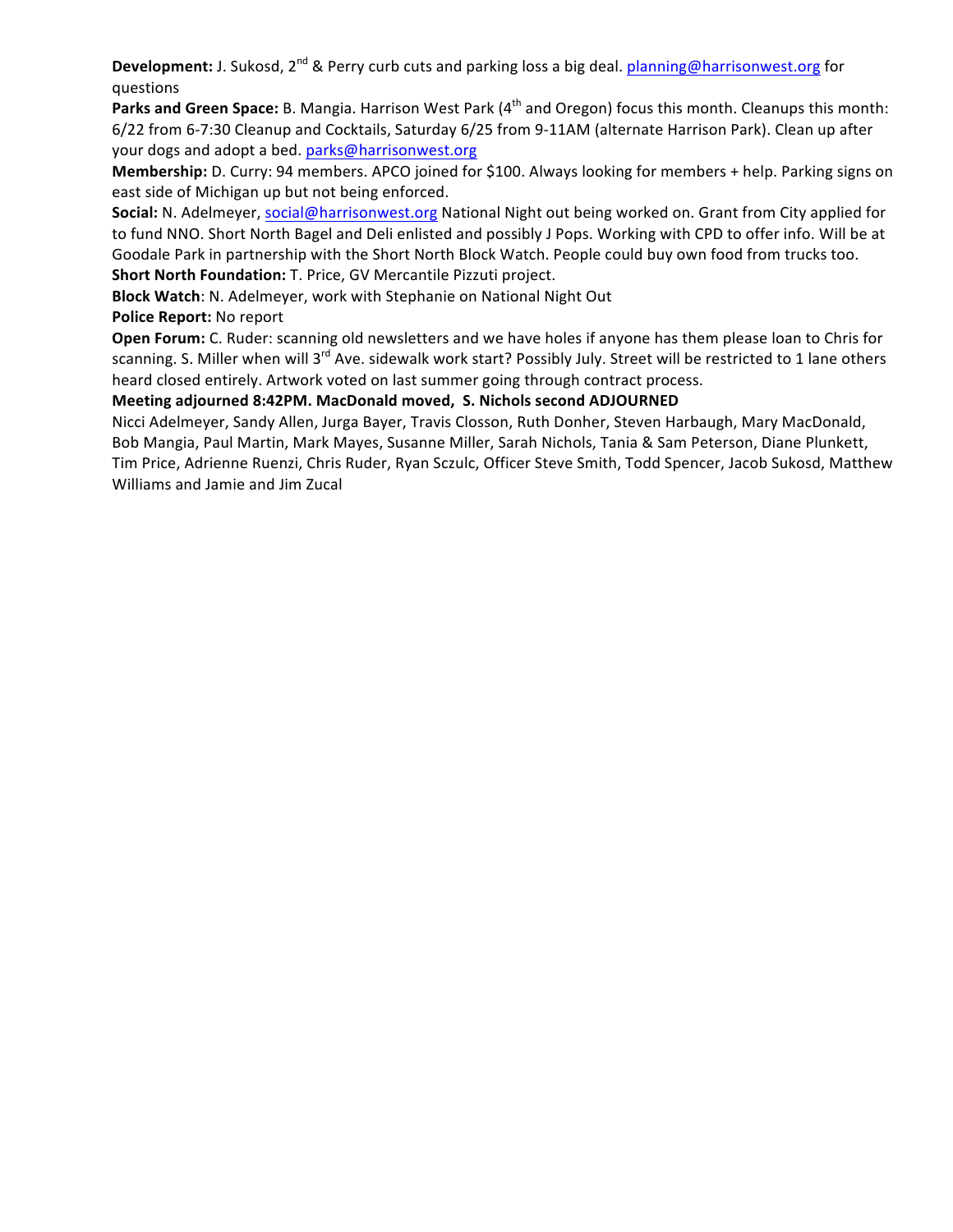**Development:** J. Sukosd, 2nd & Perry curb cuts and parking loss a big deal. planning@harrisonwest.org for questions

**Parks and Green Space:** B. Mangia. Harrison West Park (4th and Oregon) focus this month. Cleanups this month: 6/22 from 6-7:30 Cleanup and Cocktails, Saturday 6/25 from 9-11AM (alternate Harrison Park). Clean up after your dogs and adopt a bed. parks@harrisonwest.org

**Membership:** D. Curry: 94 members. APCO joined for $100. Always looking for members + help. Parking signs on east side of Michigan up but not being enforced.

**Social:** N. Adelmeyer, social@harrisonwest.org National Night out being worked on. Grant from City applied for to fund NNO. Short North Bagel and Deli enlisted and possibly J Pops. Working with CPD to offer info. Will be at Goodale Park in partnership with the Short North Block Watch. People could buy own food from trucks too.

**Short North Foundation:** T. Price, GV Mercantile Pizzuti project.

**Block Watch**: N. Adelmeyer, work with Stephanie on National Night Out

**Police Report:** No report

**Open Forum:** C. Ruder: scanning old newsletters and we have holes if anyone has them please loan to Chris for scanning. S. Miller when will 3rd Ave. sidewalk work start? Possibly July. Street will be restricted to 1 lane others heard closed entirely. Artwork voted on last summer going through contract process.

**Meeting adjourned 8:42PM. MacDonald moved, S. Nichols second ADJOURNED**

Nicci Adelmeyer, Sandy Allen, Jurga Bayer, Travis Closson, Ruth Donher, Steven Harbaugh, Mary MacDonald, Bob Mangia, Paul Martin, Mark Mayes, Susanne Miller, Sarah Nichols, Tania & Sam Peterson, Diane Plunkett, Tim Price, Adrienne Ruenzi, Chris Ruder, Ryan Sczulc, Officer Steve Smith, Todd Spencer, Jacob Sukosd, Matthew Williams and Jamie and Jim Zucal